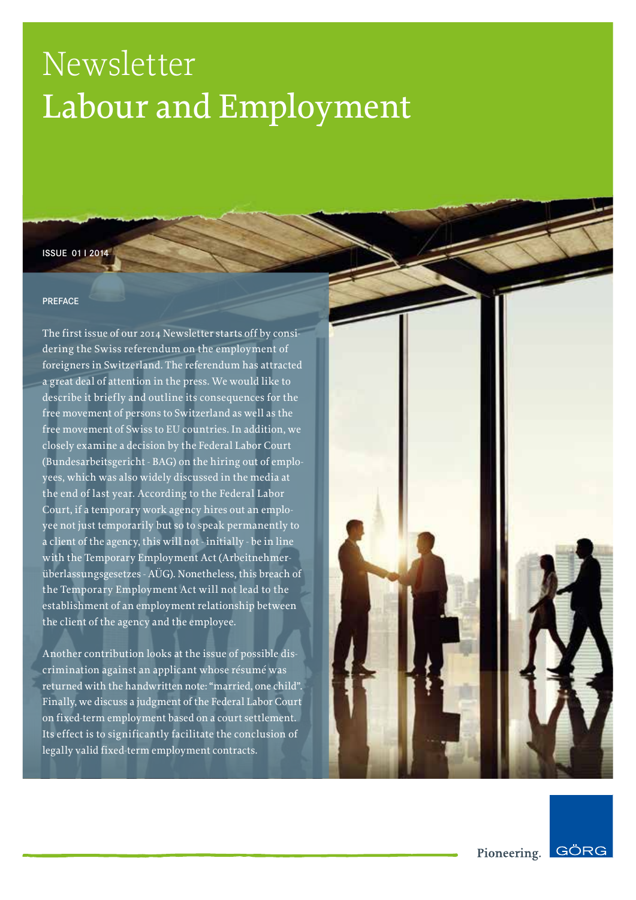# Newsletter
# Labour and Employment

ISSUE 01 I 2014

## PREFACE

The first issue of our 2014 Newsletter starts off by considering the Swiss referendum on the employment of foreigners in Switzerland. The referendum has attracted a great deal of attention in the press. We would like to describe it briefly and outline its consequences for the free movement of persons to Switzerland as well as the free movement of Swiss to EU countries. In addition, we closely examine a decision by the Federal Labor Court (Bundesarbeitsgericht - BAG) on the hiring out of employees, which was also widely discussed in the media at the end of last year. According to the Federal Labor Court, if a temporary work agency hires out an employee not just temporarily but so to speak permanently to a client of the agency, this will not - initially - be in line with the Temporary Employment Act (Arbeitnehmerüberlassungsgesetzes - AÜG). Nonetheless, this breach of the Temporary Employment Act will not lead to the establishment of an employment relationship between the client of the agency and the employee.

Another contribution looks at the issue of possible discrimination against an applicant whose résumé was returned with the handwritten note: "married, one child". Finally, we discuss a judgment of the Federal Labor Court on fixed-term employment based on a court settlement. Its effect is to significantly facilitate the conclusion of legally valid fixed-term employment contracts.

Pioneering. GÖRG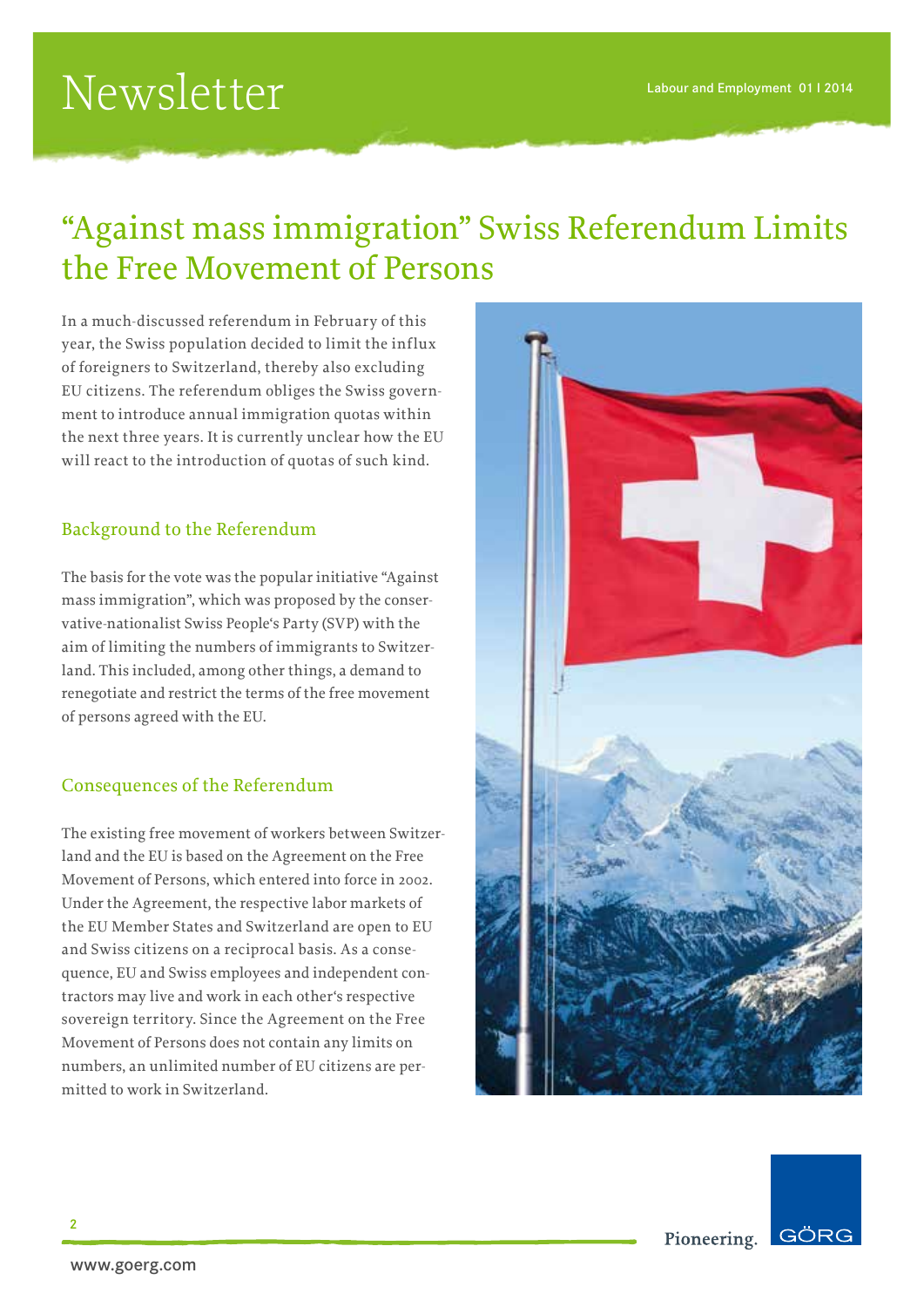# "Against mass immigration" Swiss Referendum Limits the Free Movement of Persons

In a much-discussed referendum in February of this year, the Swiss population decided to limit the influx of foreigners to Switzerland, thereby also excluding EU citizens. The referendum obliges the Swiss government to introduce annual immigration quotas within the next three years. It is currently unclear how the EU will react to the introduction of quotas of such kind.

## Background to the Referendum

The basis for the vote was the popular initiative "Against mass immigration", which was proposed by the conservative-nationalist Swiss People's Party (SVP) with the aim of limiting the numbers of immigrants to Switzerland. This included, among other things, a demand to renegotiate and restrict the terms of the free movement of persons agreed with the EU.

## Consequences of the Referendum

The existing free movement of workers between Switzerland and the EU is based on the Agreement on the Free Movement of Persons, which entered into force in 2002. Under the Agreement, the respective labor markets of the EU Member States and Switzerland are open to EU and Swiss citizens on a reciprocal basis. As a consequence, EU and Swiss employees and independent contractors may live and work in each other's respective sovereign territory. Since the Agreement on the Free Movement of Persons does not contain any limits on numbers, an unlimited number of EU citizens are permitted to work in Switzerland.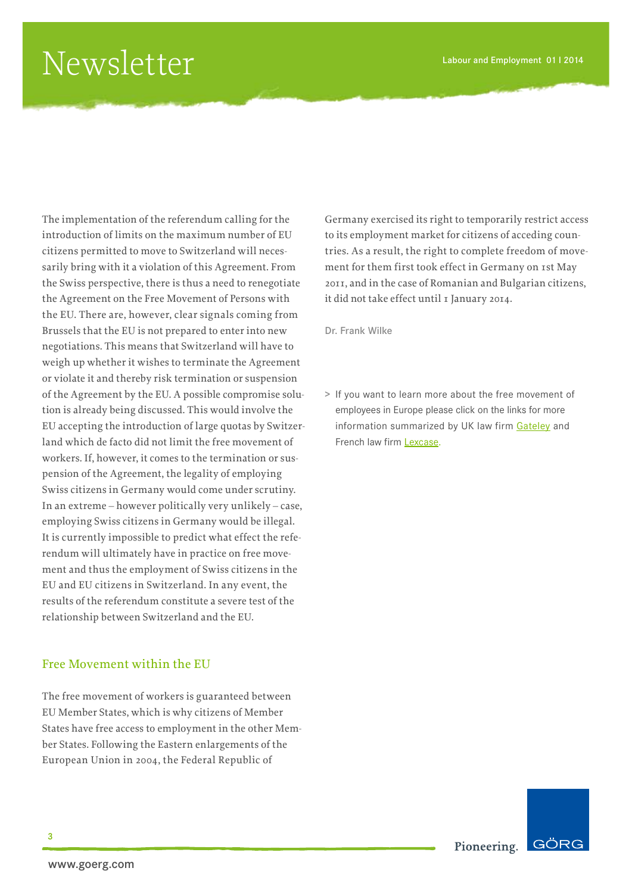The implementation of the referendum calling for the introduction of limits on the maximum number of EU citizens permitted to move to Switzerland will necessarily bring with it a violation of this Agreement. From the Swiss perspective, there is thus a need to renegotiate the Agreement on the Free Movement of Persons with the EU. There are, however, clear signals coming from Brussels that the EU is not prepared to enter into new negotiations. This means that Switzerland will have to weigh up whether it wishes to terminate the Agreement or violate it and thereby risk termination or suspension of the Agreement by the EU. A possible compromise solution is already being discussed. This would involve the EU accepting the introduction of large quotas by Switzerland which de facto did not limit the free movement of workers. If, however, it comes to the termination or suspension of the Agreement, the legality of employing Swiss citizens in Germany would come under scrutiny. In an extreme – however politically very unlikely – case, employing Swiss citizens in Germany would be illegal. It is currently impossible to predict what effect the referendum will ultimately have in practice on free movement and thus the employment of Swiss citizens in the EU and EU citizens in Switzerland. In any event, the results of the referendum constitute a severe test of the relationship between Switzerland and the EU.

## Free Movement within the EU

The free movement of workers is guaranteed between EU Member States, which is why citizens of Member States have free access to employment in the other Member States. Following the Eastern enlargements of the European Union in 2004, the Federal Republic of Germany exercised its right to temporarily restrict access to its employment market for citizens of acceding countries. As a result, the right to complete freedom of movement for them first took effect in Germany on 1st May 2011, and in the case of Romanian and Bulgarian citizens, it did not take effect until 1 January 2014.

Dr. Frank Wilke

> If you want to learn more about the free movement of employees in Europe please click on the links for more information summarized by UK law firm Gateley and French law firm Lexcase.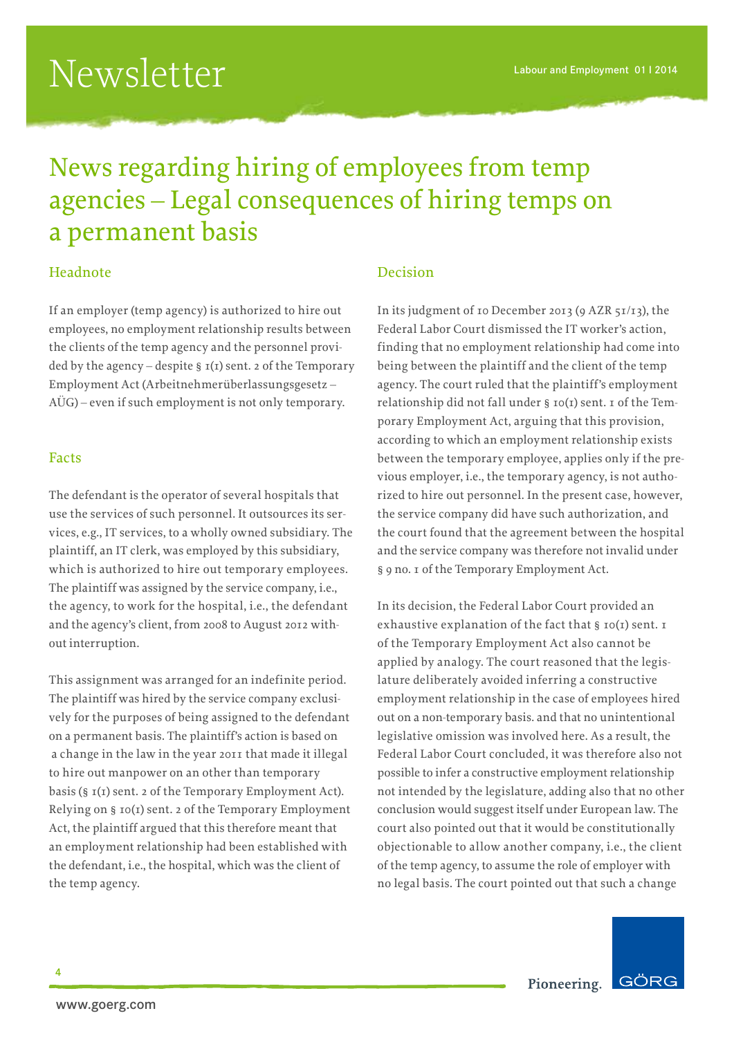# News regarding hiring of employees from temp agencies – Legal consequences of hiring temps on a permanent basis

## Headnote

If an employer (temp agency) is authorized to hire out employees, no employment relationship results between the clients of the temp agency and the personnel provided by the agency – despite § 1(1) sent. 2 of the Temporary Employment Act (Arbeitnehmerüberlassungsgesetz – AÜG) – even if such employment is not only temporary.

## Facts

The defendant is the operator of several hospitals that use the services of such personnel. It outsources its services, e.g., IT services, to a wholly owned subsidiary. The plaintiff, an IT clerk, was employed by this subsidiary, which is authorized to hire out temporary employees. The plaintiff was assigned by the service company, i.e., the agency, to work for the hospital, i.e., the defendant and the agency's client, from 2008 to August 2012 without interruption.

This assignment was arranged for an indefinite period. The plaintiff was hired by the service company exclusively for the purposes of being assigned to the defendant on a permanent basis. The plaintiff's action is based on a change in the law in the year 2011 that made it illegal to hire out manpower on an other than temporary basis (§ 1(1) sent. 2 of the Temporary Employment Act). Relying on § 10(1) sent. 2 of the Temporary Employment Act, the plaintiff argued that this therefore meant that an employment relationship had been established with the defendant, i.e., the hospital, which was the client of the temp agency.

## Decision

In its judgment of 10 December 2013 (9 AZR 51/13), the Federal Labor Court dismissed the IT worker's action, finding that no employment relationship had come into being between the plaintiff and the client of the temp agency. The court ruled that the plaintiff's employment relationship did not fall under § 10(1) sent. 1 of the Temporary Employment Act, arguing that this provision, according to which an employment relationship exists between the temporary employee, applies only if the previous employer, i.e., the temporary agency, is not authorized to hire out personnel. In the present case, however, the service company did have such authorization, and the court found that the agreement between the hospital and the service company was therefore not invalid under § 9 no. 1 of the Temporary Employment Act.

In its decision, the Federal Labor Court provided an exhaustive explanation of the fact that § 10(1) sent. 1 of the Temporary Employment Act also cannot be applied by analogy. The court reasoned that the legislature deliberately avoided inferring a constructive employment relationship in the case of employees hired out on a non-temporary basis. and that no unintentional legislative omission was involved here. As a result, the Federal Labor Court concluded, it was therefore also not possible to infer a constructive employment relationship not intended by the legislature, adding also that no other conclusion would suggest itself under European law. The court also pointed out that it would be constitutionally objectionable to allow another company, i.e., the client of the temp agency, to assume the role of employer with no legal basis. The court pointed out that such a change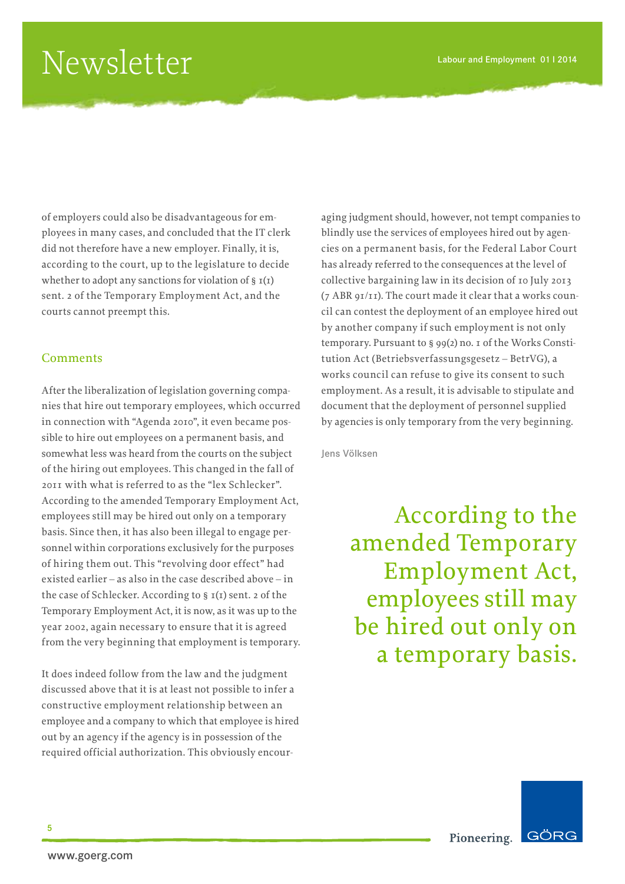of employers could also be disadvantageous for employees in many cases, and concluded that the IT clerk did not therefore have a new employer. Finally, it is, according to the court, up to the legislature to decide whether to adopt any sanctions for violation of § 1(1) sent. 2 of the Temporary Employment Act, and the courts cannot preempt this.

## Comments

After the liberalization of legislation governing companies that hire out temporary employees, which occurred in connection with "Agenda 2010", it even became possible to hire out employees on a permanent basis, and somewhat less was heard from the courts on the subject of the hiring out employees. This changed in the fall of 2011 with what is referred to as the "lex Schlecker". According to the amended Temporary Employment Act, employees still may be hired out only on a temporary basis. Since then, it has also been illegal to engage personnel within corporations exclusively for the purposes of hiring them out. This "revolving door effect" had existed earlier – as also in the case described above – in the case of Schlecker. According to § 1(1) sent. 2 of the Temporary Employment Act, it is now, as it was up to the year 2002, again necessary to ensure that it is agreed from the very beginning that employment is temporary.

It does indeed follow from the law and the judgment discussed above that it is at least not possible to infer a constructive employment relationship between an employee and a company to which that employee is hired out by an agency if the agency is in possession of the required official authorization. This obviously encouraging judgment should, however, not tempt companies to blindly use the services of employees hired out by agencies on a permanent basis, for the Federal Labor Court has already referred to the consequences at the level of collective bargaining law in its decision of 10 July 2013 (7 ABR 91/11). The court made it clear that a works council can contest the deployment of an employee hired out by another company if such employment is not only temporary. Pursuant to § 99(2) no. 1 of the Works Constitution Act (Betriebsverfassungsgesetz – BetrVG), a works council can refuse to give its consent to such employment. As a result, it is advisable to stipulate and document that the deployment of personnel supplied by agencies is only temporary from the very beginning.

Jens Völksen

> According to the amended Temporary Employment Act, employees still may be hired out only on a temporary basis.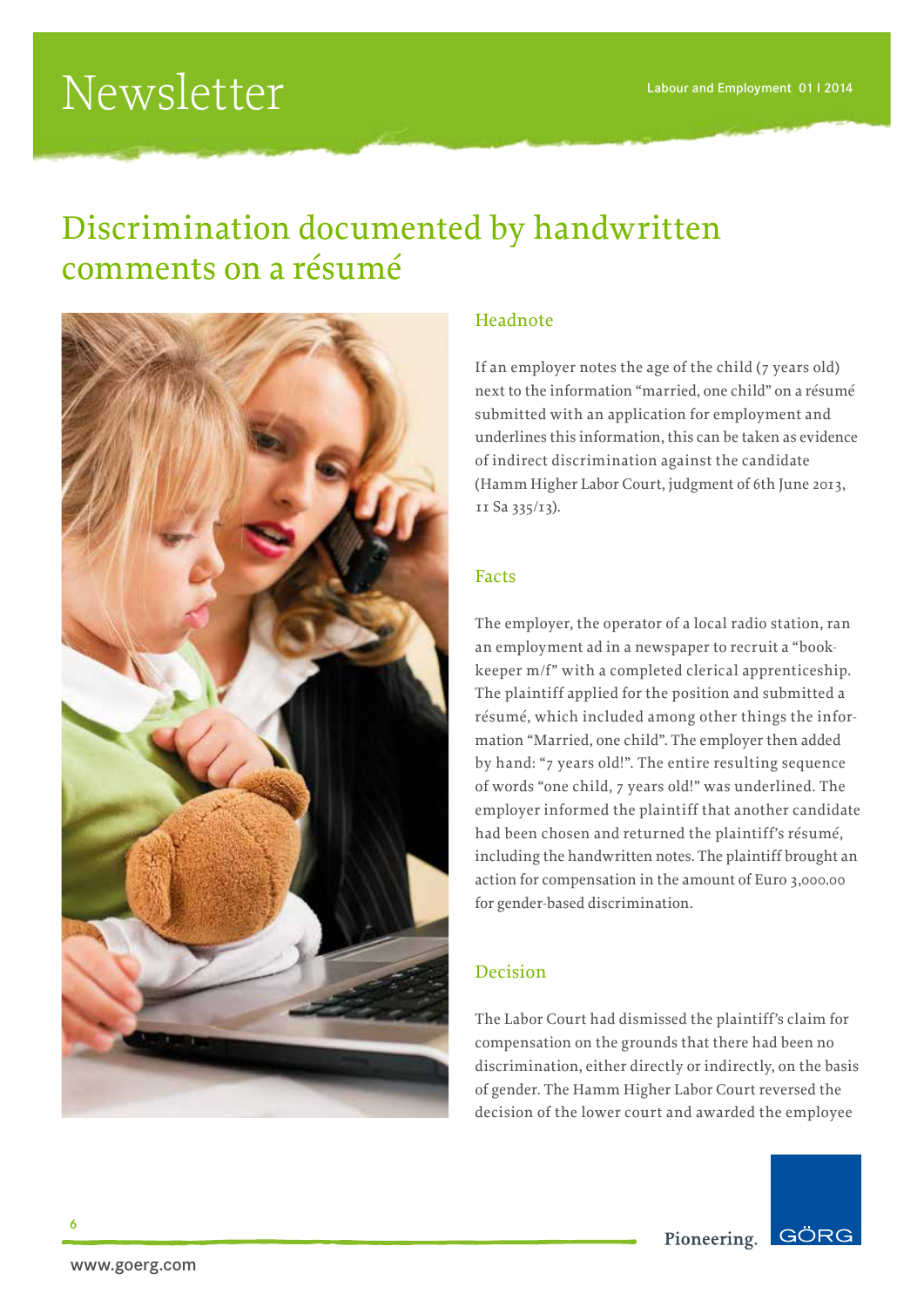# Discrimination documented by handwritten comments on a résumé

## Headnote

If an employer notes the age of the child (7 years old) next to the information "married, one child" on a résumé submitted with an application for employment and underlines this information, this can be taken as evidence of indirect discrimination against the candidate (Hamm Higher Labor Court, judgment of 6th June 2013, 11 Sa 335/13).

## Facts

The employer, the operator of a local radio station, ran an employment ad in a newspaper to recruit a "book-keeper m/f" with a completed clerical apprenticeship. The plaintiff applied for the position and submitted a résumé, which included among other things the information "Married, one child". The employer then added by hand: "7 years old!". The entire resulting sequence of words "one child, 7 years old!" was underlined. The employer informed the plaintiff that another candidate had been chosen and returned the plaintiff's résumé, including the handwritten notes. The plaintiff brought an action for compensation in the amount of Euro 3,000.00 for gender-based discrimination.

## Decision

The Labor Court had dismissed the plaintiff's claim for compensation on the grounds that there had been no discrimination, either directly or indirectly, on the basis of gender. The Hamm Higher Labor Court reversed the decision of the lower court and awarded the employee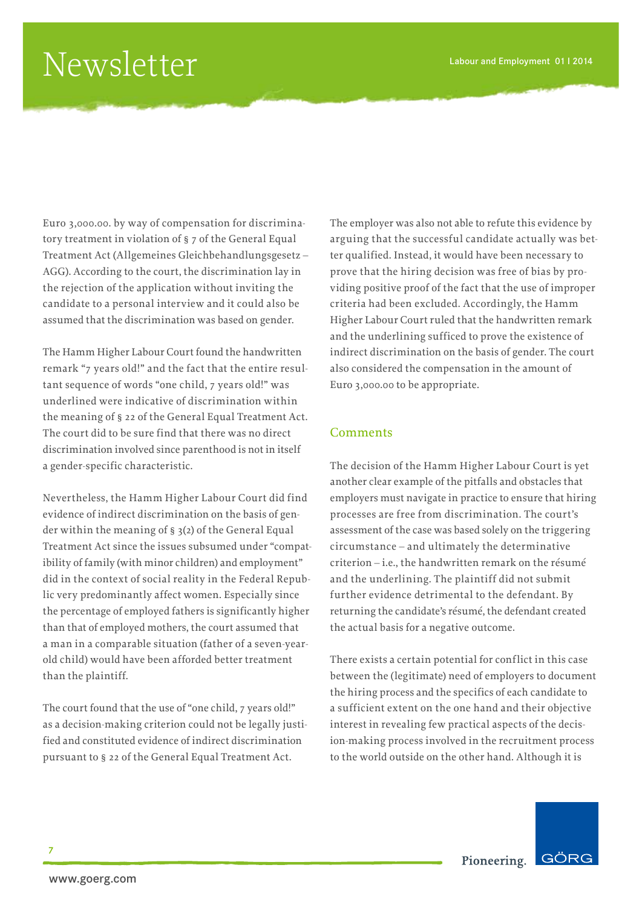Euro 3,000.00. by way of compensation for discriminatory treatment in violation of § 7 of the General Equal Treatment Act (Allgemeines Gleichbehandlungsgesetz – AGG). According to the court, the discrimination lay in the rejection of the application without inviting the candidate to a personal interview and it could also be assumed that the discrimination was based on gender.

The Hamm Higher Labour Court found the handwritten remark "7 years old!" and the fact that the entire resultant sequence of words "one child, 7 years old!" was underlined were indicative of discrimination within the meaning of § 22 of the General Equal Treatment Act. The court did to be sure find that there was no direct discrimination involved since parenthood is not in itself a gender-specific characteristic.

Nevertheless, the Hamm Higher Labour Court did find evidence of indirect discrimination on the basis of gender within the meaning of § 3(2) of the General Equal Treatment Act since the issues subsumed under "compatibility of family (with minor children) and employment" did in the context of social reality in the Federal Republic very predominantly affect women. Especially since the percentage of employed fathers is significantly higher than that of employed mothers, the court assumed that a man in a comparable situation (father of a seven-year-old child) would have been afforded better treatment than the plaintiff.

The court found that the use of "one child, 7 years old!" as a decision-making criterion could not be legally justified and constituted evidence of indirect discrimination pursuant to § 22 of the General Equal Treatment Act. The employer was also not able to refute this evidence by arguing that the successful candidate actually was better qualified. Instead, it would have been necessary to prove that the hiring decision was free of bias by providing positive proof of the fact that the use of improper criteria had been excluded. Accordingly, the Hamm Higher Labour Court ruled that the handwritten remark and the underlining sufficed to prove the existence of indirect discrimination on the basis of gender. The court also considered the compensation in the amount of Euro 3,000.00 to be appropriate.

## Comments

The decision of the Hamm Higher Labour Court is yet another clear example of the pitfalls and obstacles that employers must navigate in practice to ensure that hiring processes are free from discrimination. The court's assessment of the case was based solely on the triggering circumstance – and ultimately the determinative criterion – i.e., the handwritten remark on the résumé and the underlining. The plaintiff did not submit further evidence detrimental to the defendant. By returning the candidate's résumé, the defendant created the actual basis for a negative outcome.

There exists a certain potential for conflict in this case between the (legitimate) need of employers to document the hiring process and the specifics of each candidate to a sufficient extent on the one hand and their objective interest in revealing few practical aspects of the decision-making process involved in the recruitment process to the world outside on the other hand. Although it is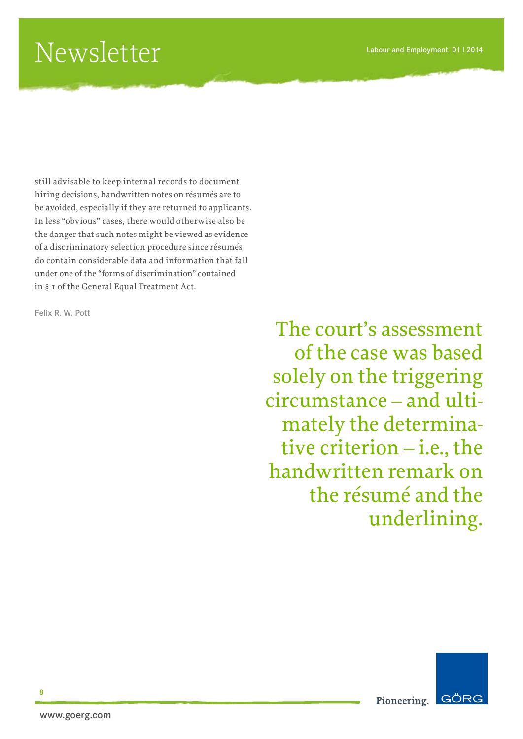still advisable to keep internal records to document hiring decisions, handwritten notes on résumés are to be avoided, especially if they are returned to applicants. In less "obvious" cases, there would otherwise also be the danger that such notes might be viewed as evidence of a discriminatory selection procedure since résumés do contain considerable data and information that fall under one of the "forms of discrimination" contained in § 1 of the General Equal Treatment Act.

Felix R. W. Pott

> The court's assessment of the case was based solely on the triggering circumstance – and ultimately the determinative criterion – i.e., the handwritten remark on the résumé and the underlining.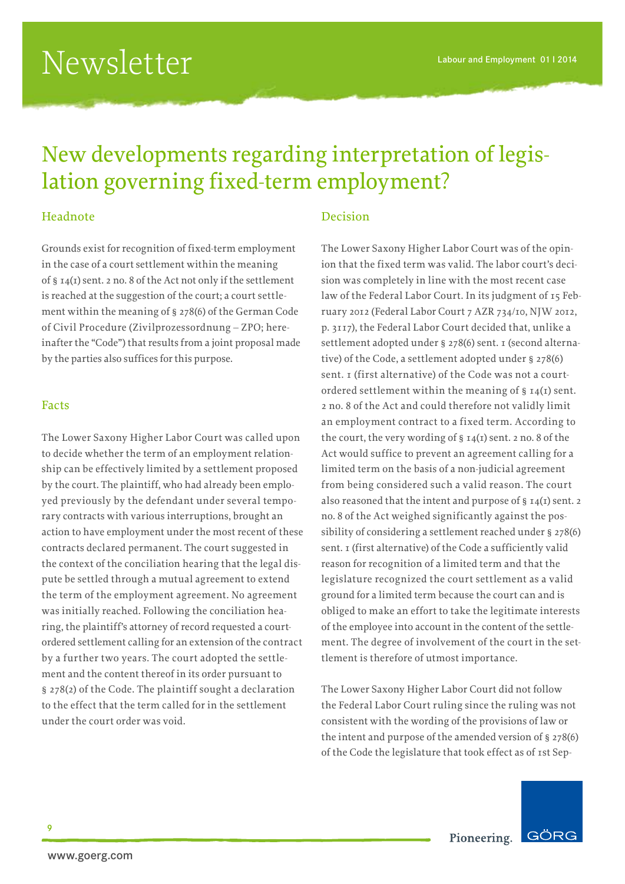# New developments regarding interpretation of legislation governing fixed-term employment?

## Headnote

Grounds exist for recognition of fixed-term employment in the case of a court settlement within the meaning of § 14(1) sent. 2 no. 8 of the Act not only if the settlement is reached at the suggestion of the court; a court settlement within the meaning of § 278(6) of the German Code of Civil Procedure (Zivilprozessordnung – ZPO; hereinafter the "Code") that results from a joint proposal made by the parties also suffices for this purpose.

## Facts

The Lower Saxony Higher Labor Court was called upon to decide whether the term of an employment relationship can be effectively limited by a settlement proposed by the court. The plaintiff, who had already been employed previously by the defendant under several temporary contracts with various interruptions, brought an action to have employment under the most recent of these contracts declared permanent. The court suggested in the context of the conciliation hearing that the legal dispute be settled through a mutual agreement to extend the term of the employment agreement. No agreement was initially reached. Following the conciliation hearing, the plaintiff's attorney of record requested a court-ordered settlement calling for an extension of the contract by a further two years. The court adopted the settlement and the content thereof in its order pursuant to § 278(2) of the Code. The plaintiff sought a declaration to the effect that the term called for in the settlement under the court order was void.

## Decision

The Lower Saxony Higher Labor Court was of the opinion that the fixed term was valid. The labor court's decision was completely in line with the most recent case law of the Federal Labor Court. In its judgment of 15 February 2012 (Federal Labor Court 7 AZR 734/10, NJW 2012, p. 3117), the Federal Labor Court decided that, unlike a settlement adopted under § 278(6) sent. 1 (second alternative) of the Code, a settlement adopted under § 278(6) sent. 1 (first alternative) of the Code was not a court-ordered settlement within the meaning of § 14(1) sent. 2 no. 8 of the Act and could therefore not validly limit an employment contract to a fixed term. According to the court, the very wording of § 14(1) sent. 2 no. 8 of the Act would suffice to prevent an agreement calling for a limited term on the basis of a non-judicial agreement from being considered such a valid reason. The court also reasoned that the intent and purpose of § 14(1) sent. 2 no. 8 of the Act weighed significantly against the possibility of considering a settlement reached under § 278(6) sent. 1 (first alternative) of the Code a sufficiently valid reason for recognition of a limited term and that the legislature recognized the court settlement as a valid ground for a limited term because the court can and is obliged to make an effort to take the legitimate interests of the employee into account in the content of the settlement. The degree of involvement of the court in the settlement is therefore of utmost importance.

The Lower Saxony Higher Labor Court did not follow the Federal Labor Court ruling since the ruling was not consistent with the wording of the provisions of law or the intent and purpose of the amended version of § 278(6) of the Code the legislature that took effect as of 1st Sep-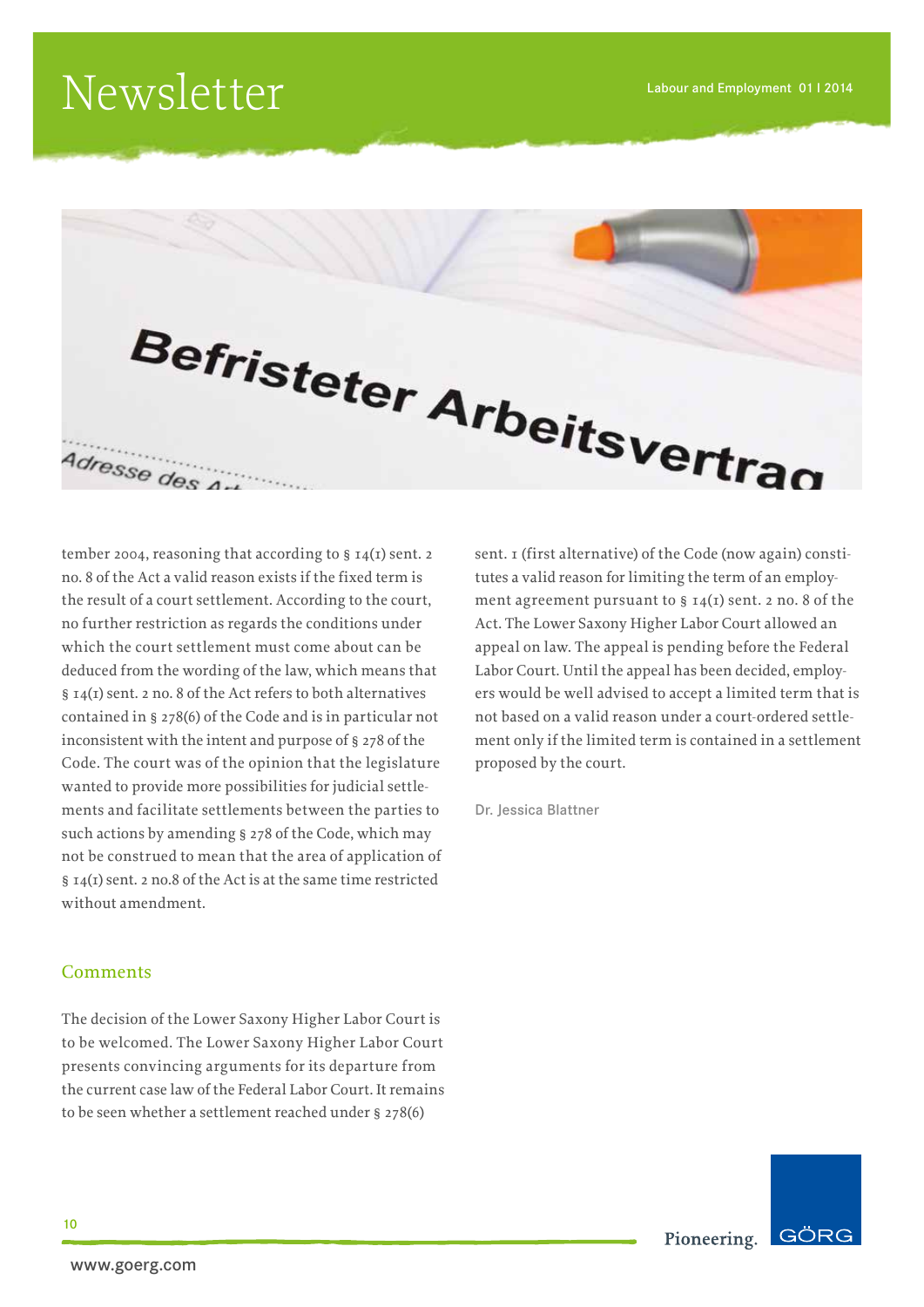tember 2004, reasoning that according to § 14(1) sent. 2 no. 8 of the Act a valid reason exists if the fixed term is the result of a court settlement. According to the court, no further restriction as regards the conditions under which the court settlement must come about can be deduced from the wording of the law, which means that § 14(1) sent. 2 no. 8 of the Act refers to both alternatives contained in § 278(6) of the Code and is in particular not inconsistent with the intent and purpose of § 278 of the Code. The court was of the opinion that the legislature wanted to provide more possibilities for judicial settlements and facilitate settlements between the parties to such actions by amending § 278 of the Code, which may not be construed to mean that the area of application of § 14(1) sent. 2 no.8 of the Act is at the same time restricted without amendment.

## Comments

The decision of the Lower Saxony Higher Labor Court is to be welcomed. The Lower Saxony Higher Labor Court presents convincing arguments for its departure from the current case law of the Federal Labor Court. It remains to be seen whether a settlement reached under § 278(6) sent. 1 (first alternative) of the Code (now again) constitutes a valid reason for limiting the term of an employment agreement pursuant to § 14(1) sent. 2 no. 8 of the Act. The Lower Saxony Higher Labor Court allowed an appeal on law. The appeal is pending before the Federal Labor Court. Until the appeal has been decided, employers would be well advised to accept a limited term that is not based on a valid reason under a court-ordered settlement only if the limited term is contained in a settlement proposed by the court.

Dr. Jessica Blattner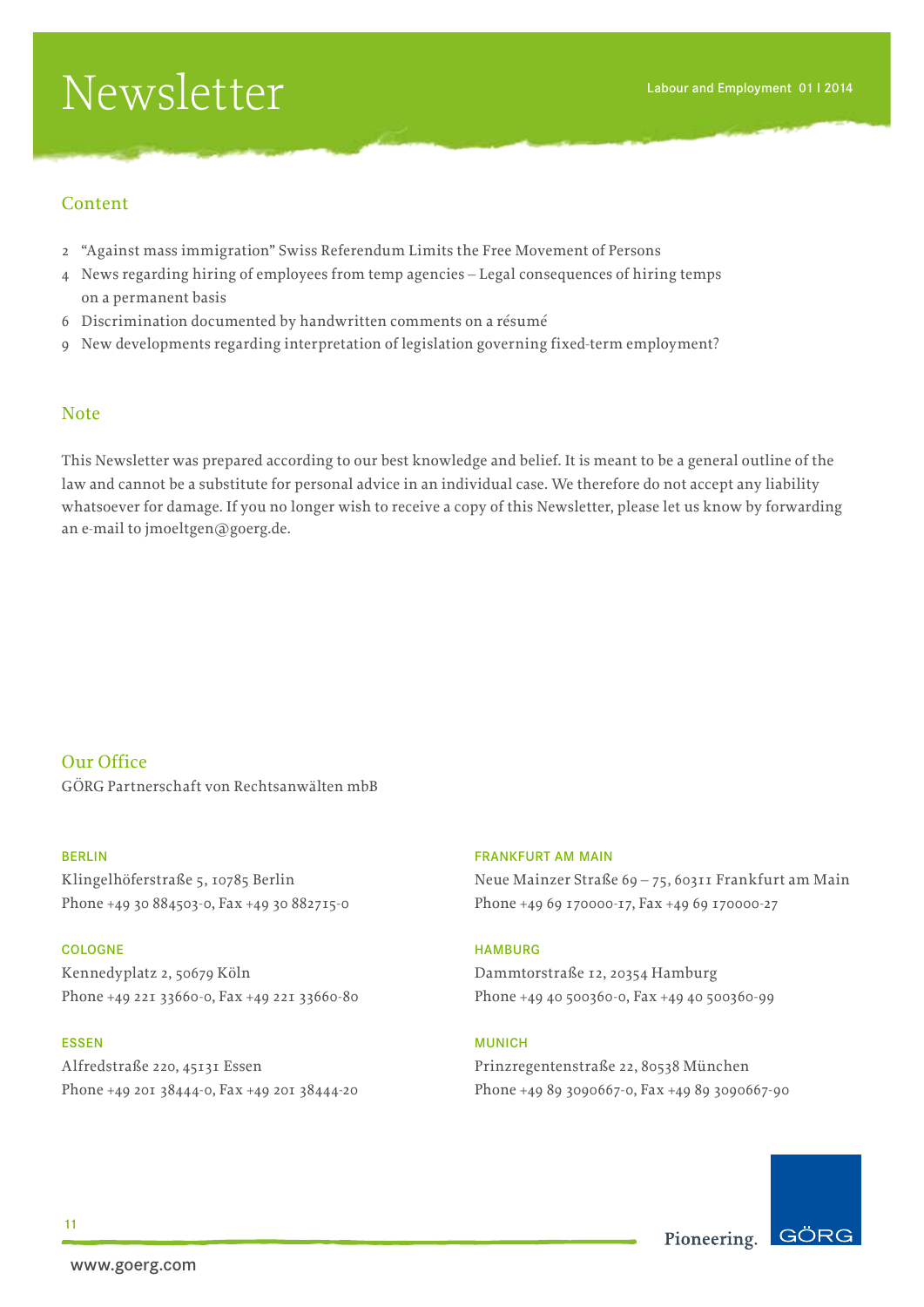# Newsletter

Labour and Employment 01 | 2014

## Content

2 "Against mass immigration" Swiss Referendum Limits the Free Movement of Persons
4 News regarding hiring of employees from temp agencies – Legal consequences of hiring temps on a permanent basis
6 Discrimination documented by handwritten comments on a résumé
9 New developments regarding interpretation of legislation governing fixed-term employment?

## Note

This Newsletter was prepared according to our best knowledge and belief. It is meant to be a general outline of the law and cannot be a substitute for personal advice in an individual case. We therefore do not accept any liability whatsoever for damage. If you no longer wish to receive a copy of this Newsletter, please let us know by forwarding an e-mail to jmoeltgen@goerg.de.

## Our Office

GÖRG Partnerschaft von Rechtsanwälten mbB

**BERLIN**
Klingelhöferstraße 5, 10785 Berlin
Phone +49 30 884503-0, Fax +49 30 882715-0

**COLOGNE**
Kennedyplatz 2, 50679 Köln
Phone +49 221 33660-0, Fax +49 221 33660-80

**ESSEN**
Alfredstraße 220, 45131 Essen
Phone +49 201 38444-0, Fax +49 201 38444-20

**FRANKFURT AM MAIN**
Neue Mainzer Straße 69 – 75, 60311 Frankfurt am Main
Phone +49 69 170000-17, Fax +49 69 170000-27

**HAMBURG**
Dammtorstraße 12, 20354 Hamburg
Phone +49 40 500360-0, Fax +49 40 500360-99

**MUNICH**
Prinzregentenstraße 22, 80538 München
Phone +49 89 3090667-0, Fax +49 89 3090667-90

Pioneering. GÖRG

www.goerg.com